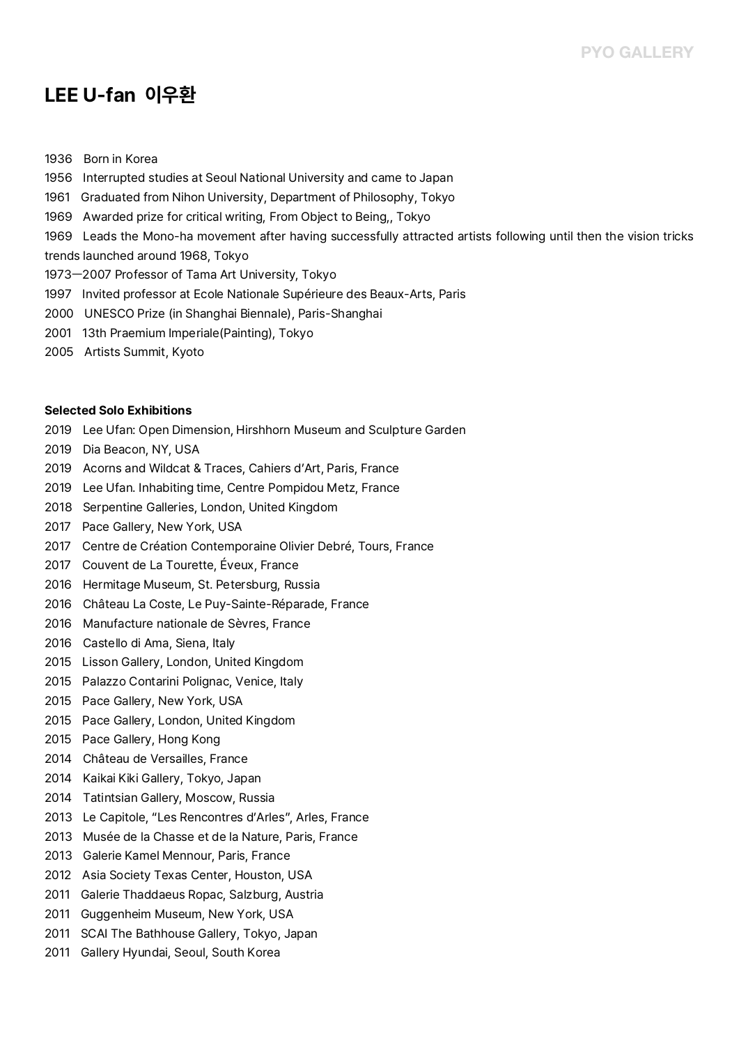# LEE U-fan 이우환

1936 Born in Korea

1956 Interrupted studies at Seoul National University and came to Japan

1961 Graduated from Nihon University, Department of Philosophy, Tokyo

1969 Awarded prize for critical writing, From Object to Being,, Tokyo

1969 Leads the Mono-ha movement after having successfully attracted artists following until then the vision tricks trends launched around 1968, Tokyo

1973—2007 Professor of Tama Art University, Tokyo

1997 Invited professor at Ecole Nationale Supérieure des Beaux-Arts, Paris

2000 UNESCO Prize (in Shanghai Biennale), Paris-Shanghai

2001 13th Praemium Imperiale(Painting), Tokyo

2005 Artists Summit, Kyoto

**Selected Solo Exhibitions**

2019 Lee Ufan: Open Dimension, Hirshhorn Museum and Sculpture Garden

2019 Dia Beacon, NY, USA

2019 Acorns and Wildcat & Traces, Cahiers d'Art, Paris, France

2019 Lee Ufan. Inhabiting time, Centre Pompidou Metz, France

2018 Serpentine Galleries, London, United Kingdom

2017 Pace Gallery, New York, USA

2017 Centre de Création Contemporaine Olivier Debré, Tours, France

2017 Couvent de La Tourette, Éveux, France

2016 Hermitage Museum, St. Petersburg, Russia

2016 Château La Coste, Le Puy-Sainte-Réparade, France

2016 Manufacture nationale de Sèvres, France

2016 Castello di Ama, Siena, Italy

2015 Lisson Gallery, London, United Kingdom

2015 Palazzo Contarini Polignac, Venice, Italy

2015 Pace Gallery, New York, USA

2015 Pace Gallery, London, United Kingdom

2015 Pace Gallery, Hong Kong

2014 Château de Versailles, France

2014 Kaikai Kiki Gallery, Tokyo, Japan

2014 Tatintsian Gallery, Moscow, Russia

2013 Le Capitole, "Les Rencontres d'Arles", Arles, France

2013 Musée de la Chasse et de la Nature, Paris, France

2013 Galerie Kamel Mennour, Paris, France

2012 Asia Society Texas Center, Houston, USA

2011 Galerie Thaddaeus Ropac, Salzburg, Austria

2011 Guggenheim Museum, New York, USA

2011 SCAI The Bathhouse Gallery, Tokyo, Japan

2011 Gallery Hyundai, Seoul, South Korea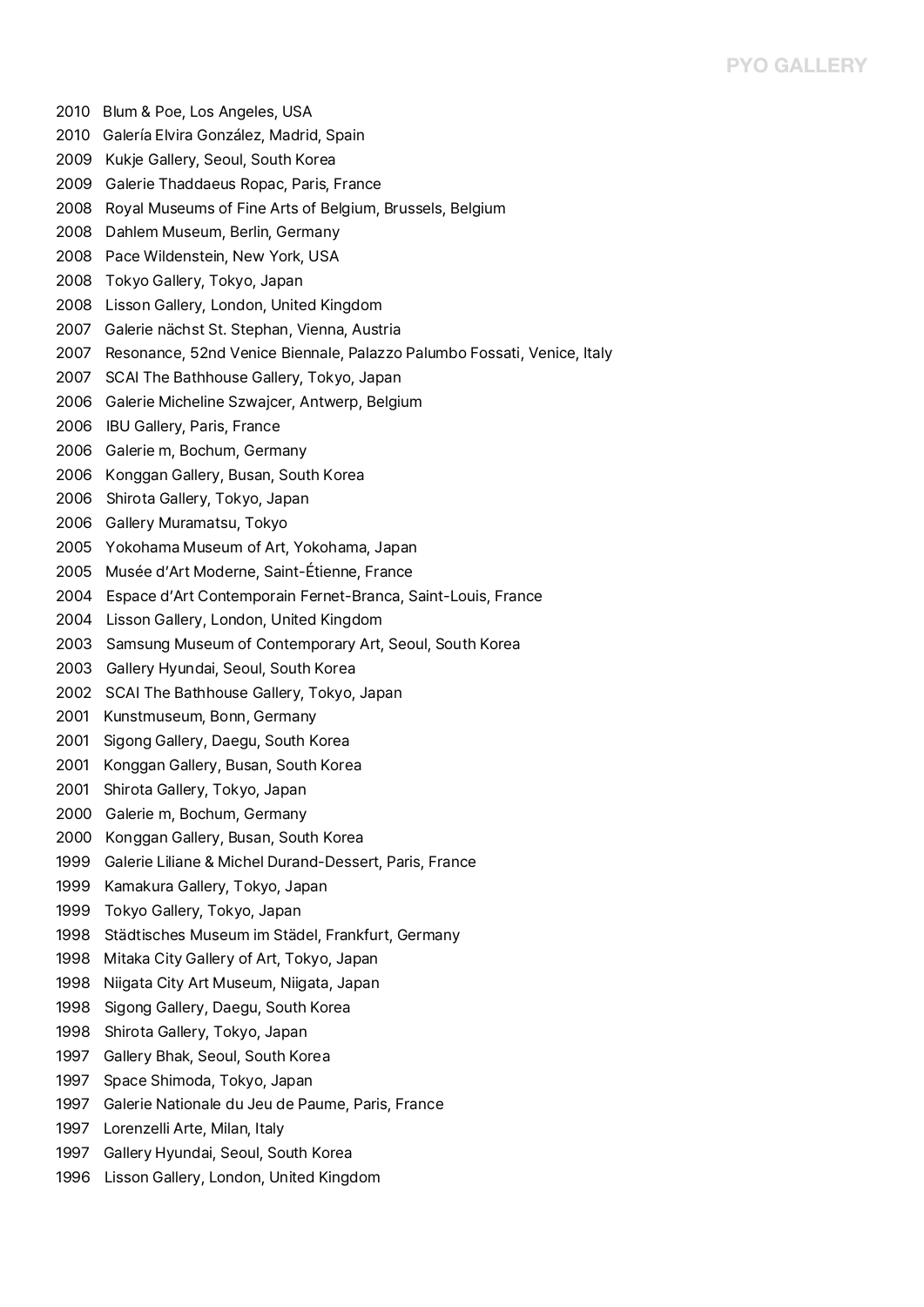2010 Blum & Poe, Los Angeles, USA
2010 Galería Elvira González, Madrid, Spain
2009 Kukje Gallery, Seoul, South Korea
2009 Galerie Thaddaeus Ropac, Paris, France
2008 Royal Museums of Fine Arts of Belgium, Brussels, Belgium
2008 Dahlem Museum, Berlin, Germany
2008 Pace Wildenstein, New York, USA
2008 Tokyo Gallery, Tokyo, Japan
2008 Lisson Gallery, London, United Kingdom
2007 Galerie nächst St. Stephan, Vienna, Austria
2007 Resonance, 52nd Venice Biennale, Palazzo Palumbo Fossati, Venice, Italy
2007 SCAI The Bathhouse Gallery, Tokyo, Japan
2006 Galerie Micheline Szwajcer, Antwerp, Belgium
2006 IBU Gallery, Paris, France
2006 Galerie m, Bochum, Germany
2006 Konggan Gallery, Busan, South Korea
2006 Shirota Gallery, Tokyo, Japan
2006 Gallery Muramatsu, Tokyo
2005 Yokohama Museum of Art, Yokohama, Japan
2005 Musée d'Art Moderne, Saint-Étienne, France
2004 Espace d'Art Contemporain Fernet-Branca, Saint-Louis, France
2004 Lisson Gallery, London, United Kingdom
2003 Samsung Museum of Contemporary Art, Seoul, South Korea
2003 Gallery Hyundai, Seoul, South Korea
2002 SCAI The Bathhouse Gallery, Tokyo, Japan
2001 Kunstmuseum, Bonn, Germany
2001 Sigong Gallery, Daegu, South Korea
2001 Konggan Gallery, Busan, South Korea
2001 Shirota Gallery, Tokyo, Japan
2000 Galerie m, Bochum, Germany
2000 Konggan Gallery, Busan, South Korea
1999 Galerie Liliane & Michel Durand-Dessert, Paris, France
1999 Kamakura Gallery, Tokyo, Japan
1999 Tokyo Gallery, Tokyo, Japan
1998 Städtisches Museum im Städel, Frankfurt, Germany
1998 Mitaka City Gallery of Art, Tokyo, Japan
1998 Niigata City Art Museum, Niigata, Japan
1998 Sigong Gallery, Daegu, South Korea
1998 Shirota Gallery, Tokyo, Japan
1997 Gallery Bhak, Seoul, South Korea
1997 Space Shimoda, Tokyo, Japan
1997 Galerie Nationale du Jeu de Paume, Paris, France
1997 Lorenzelli Arte, Milan, Italy
1997 Gallery Hyundai, Seoul, South Korea
1996 Lisson Gallery, London, United Kingdom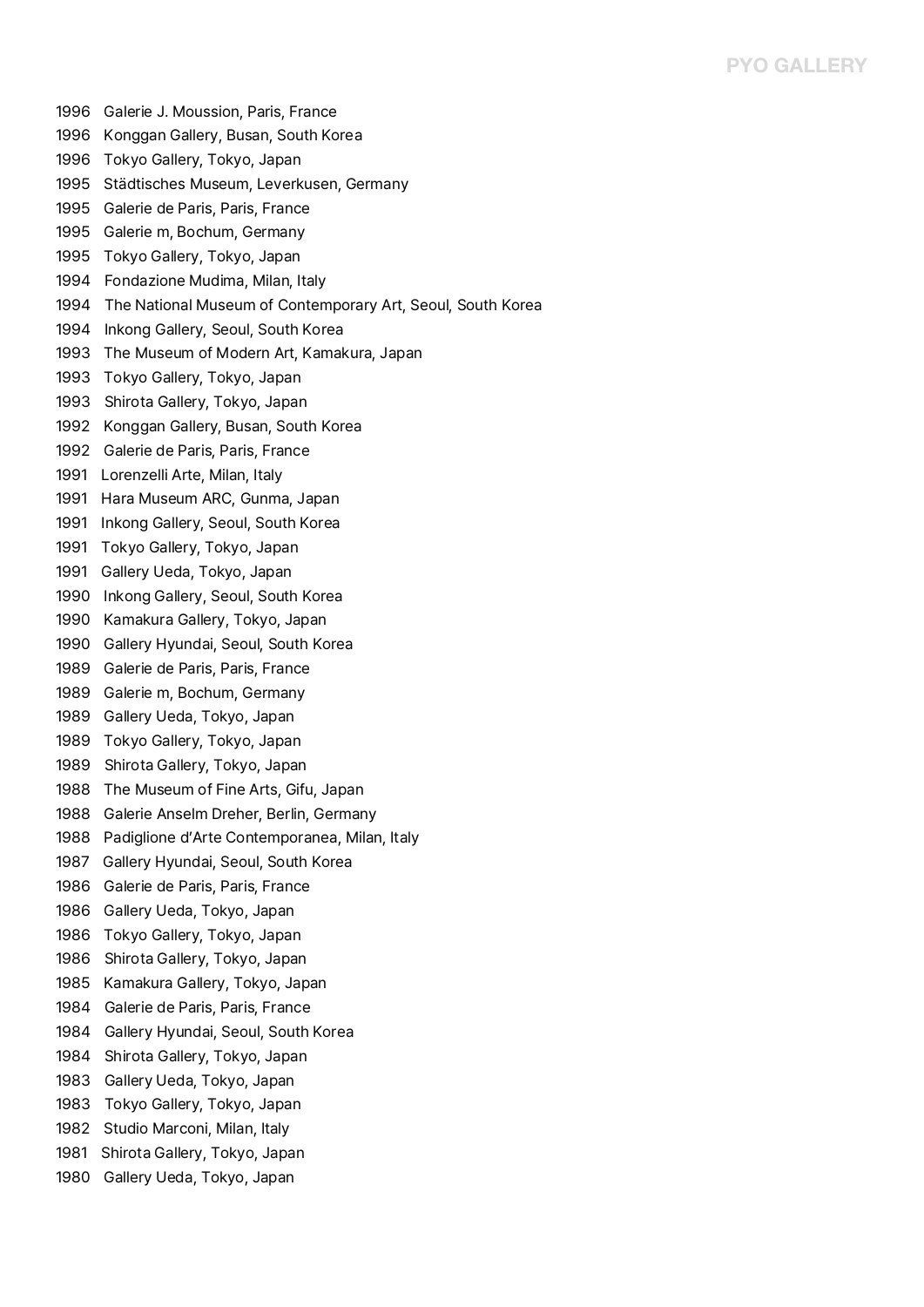1996 Galerie J. Moussion, Paris, France
1996 Konggan Gallery, Busan, South Korea
1996 Tokyo Gallery, Tokyo, Japan
1995 Städtisches Museum, Leverkusen, Germany
1995 Galerie de Paris, Paris, France
1995 Galerie m, Bochum, Germany
1995 Tokyo Gallery, Tokyo, Japan
1994 Fondazione Mudima, Milan, Italy
1994 The National Museum of Contemporary Art, Seoul, South Korea
1994 Inkong Gallery, Seoul, South Korea
1993 The Museum of Modern Art, Kamakura, Japan
1993 Tokyo Gallery, Tokyo, Japan
1993 Shirota Gallery, Tokyo, Japan
1992 Konggan Gallery, Busan, South Korea
1992 Galerie de Paris, Paris, France
1991 Lorenzelli Arte, Milan, Italy
1991 Hara Museum ARC, Gunma, Japan
1991 Inkong Gallery, Seoul, South Korea
1991 Tokyo Gallery, Tokyo, Japan
1991 Gallery Ueda, Tokyo, Japan
1990 Inkong Gallery, Seoul, South Korea
1990 Kamakura Gallery, Tokyo, Japan
1990 Gallery Hyundai, Seoul, South Korea
1989 Galerie de Paris, Paris, France
1989 Galerie m, Bochum, Germany
1989 Gallery Ueda, Tokyo, Japan
1989 Tokyo Gallery, Tokyo, Japan
1989 Shirota Gallery, Tokyo, Japan
1988 The Museum of Fine Arts, Gifu, Japan
1988 Galerie Anselm Dreher, Berlin, Germany
1988 Padiglione d'Arte Contemporanea, Milan, Italy
1987 Gallery Hyundai, Seoul, South Korea
1986 Galerie de Paris, Paris, France
1986 Gallery Ueda, Tokyo, Japan
1986 Tokyo Gallery, Tokyo, Japan
1986 Shirota Gallery, Tokyo, Japan
1985 Kamakura Gallery, Tokyo, Japan
1984 Galerie de Paris, Paris, France
1984 Gallery Hyundai, Seoul, South Korea
1984 Shirota Gallery, Tokyo, Japan
1983 Gallery Ueda, Tokyo, Japan
1983 Tokyo Gallery, Tokyo, Japan
1982 Studio Marconi, Milan, Italy
1981 Shirota Gallery, Tokyo, Japan
1980 Gallery Ueda, Tokyo, Japan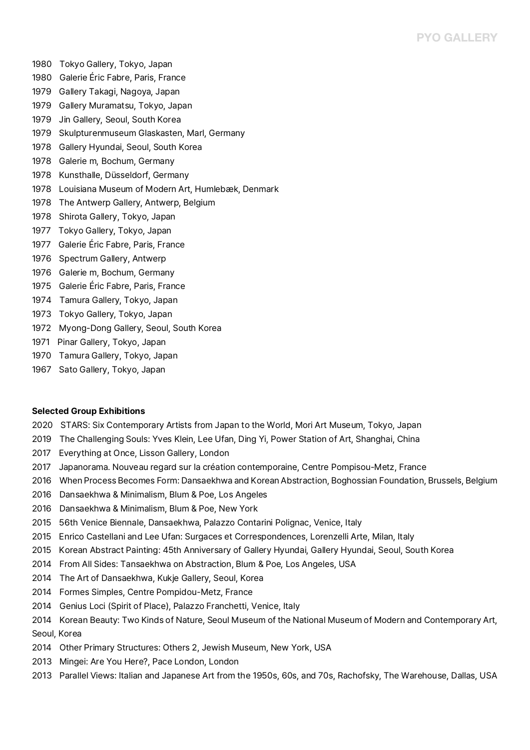1980 Tokyo Gallery, Tokyo, Japan
1980 Galerie Éric Fabre, Paris, France
1979 Gallery Takagi, Nagoya, Japan
1979 Gallery Muramatsu, Tokyo, Japan
1979 Jin Gallery, Seoul, South Korea
1979 Skulpturenmuseum Glaskasten, Marl, Germany
1978 Gallery Hyundai, Seoul, South Korea
1978 Galerie m, Bochum, Germany
1978 Kunsthalle, Düsseldorf, Germany
1978 Louisiana Museum of Modern Art, Humlebæk, Denmark
1978 The Antwerp Gallery, Antwerp, Belgium
1978 Shirota Gallery, Tokyo, Japan
1977 Tokyo Gallery, Tokyo, Japan
1977 Galerie Éric Fabre, Paris, France
1976 Spectrum Gallery, Antwerp
1976 Galerie m, Bochum, Germany
1975 Galerie Éric Fabre, Paris, France
1974 Tamura Gallery, Tokyo, Japan
1973 Tokyo Gallery, Tokyo, Japan
1972 Myong-Dong Gallery, Seoul, South Korea
1971 Pinar Gallery, Tokyo, Japan
1970 Tamura Gallery, Tokyo, Japan
1967 Sato Gallery, Tokyo, Japan

**Selected Group Exhibitions**

2020 STARS: Six Contemporary Artists from Japan to the World, Mori Art Museum, Tokyo, Japan
2019 The Challenging Souls: Yves Klein, Lee Ufan, Ding Yi, Power Station of Art, Shanghai, China
2017 Everything at Once, Lisson Gallery, London
2017 Japanorama. Nouveau regard sur la création contemporaine, Centre Pompisou-Metz, France
2016 When Process Becomes Form: Dansaekhwa and Korean Abstraction, Boghossian Foundation, Brussels, Belgium
2016 Dansaekhwa & Minimalism, Blum & Poe, Los Angeles
2016 Dansaekhwa & Minimalism, Blum & Poe, New York
2015 56th Venice Biennale, Dansaekhwa, Palazzo Contarini Polignac, Venice, Italy
2015 Enrico Castellani and Lee Ufan: Surgaces et Correspondences, Lorenzelli Arte, Milan, Italy
2015 Korean Abstract Painting: 45th Anniversary of Gallery Hyundai, Gallery Hyundai, Seoul, South Korea
2014 From All Sides: Tansaekhwa on Abstraction, Blum & Poe, Los Angeles, USA
2014 The Art of Dansaekhwa, Kukje Gallery, Seoul, Korea
2014 Formes Simples, Centre Pompidou-Metz, France
2014 Genius Loci (Spirit of Place), Palazzo Franchetti, Venice, Italy
2014 Korean Beauty: Two Kinds of Nature, Seoul Museum of the National Museum of Modern and Contemporary Art, Seoul, Korea
2014 Other Primary Structures: Others 2, Jewish Museum, New York, USA
2013 Mingei: Are You Here?, Pace London, London
2013 Parallel Views: Italian and Japanese Art from the 1950s, 60s, and 70s, Rachofsky, The Warehouse, Dallas, USA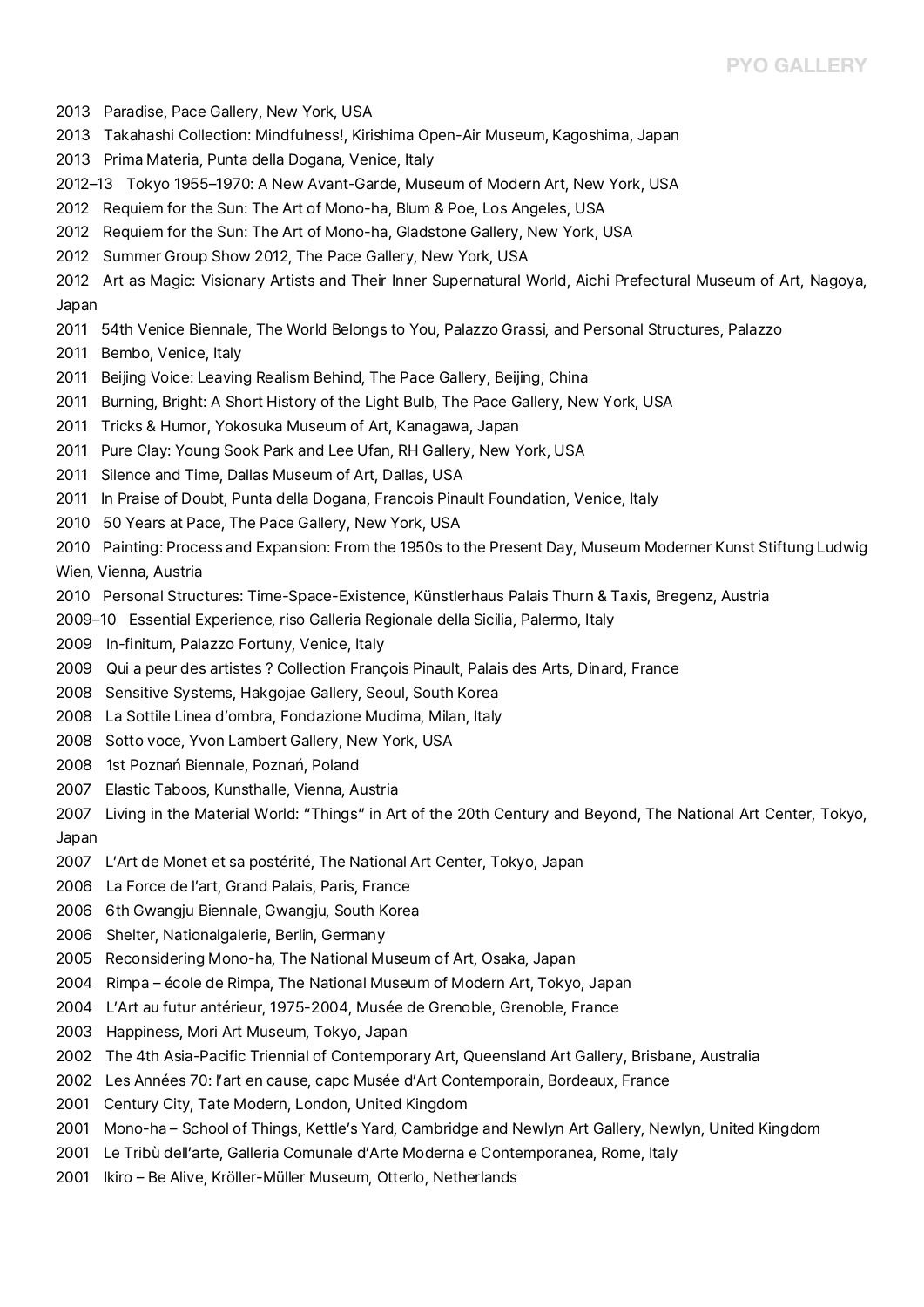2013 Paradise, Pace Gallery, New York, USA
2013 Takahashi Collection: Mindfulness!, Kirishima Open-Air Museum, Kagoshima, Japan
2013 Prima Materia, Punta della Dogana, Venice, Italy
2012–13 Tokyo 1955–1970: A New Avant-Garde, Museum of Modern Art, New York, USA
2012 Requiem for the Sun: The Art of Mono-ha, Blum & Poe, Los Angeles, USA
2012 Requiem for the Sun: The Art of Mono-ha, Gladstone Gallery, New York, USA
2012 Summer Group Show 2012, The Pace Gallery, New York, USA
2012 Art as Magic: Visionary Artists and Their Inner Supernatural World, Aichi Prefectural Museum of Art, Nagoya, Japan
2011 54th Venice Biennale, The World Belongs to You, Palazzo Grassi, and Personal Structures, Palazzo
2011 Bembo, Venice, Italy
2011 Beijing Voice: Leaving Realism Behind, The Pace Gallery, Beijing, China
2011 Burning, Bright: A Short History of the Light Bulb, The Pace Gallery, New York, USA
2011 Tricks & Humor, Yokosuka Museum of Art, Kanagawa, Japan
2011 Pure Clay: Young Sook Park and Lee Ufan, RH Gallery, New York, USA
2011 Silence and Time, Dallas Museum of Art, Dallas, USA
2011 In Praise of Doubt, Punta della Dogana, Francois Pinault Foundation, Venice, Italy
2010 50 Years at Pace, The Pace Gallery, New York, USA
2010 Painting: Process and Expansion: From the 1950s to the Present Day, Museum Moderner Kunst Stiftung Ludwig Wien, Vienna, Austria
2010 Personal Structures: Time-Space-Existence, Künstlerhaus Palais Thurn & Taxis, Bregenz, Austria
2009–10 Essential Experience, riso Galleria Regionale della Sicilia, Palermo, Italy
2009 In-finitum, Palazzo Fortuny, Venice, Italy
2009 Qui a peur des artistes ? Collection François Pinault, Palais des Arts, Dinard, France
2008 Sensitive Systems, Hakgojae Gallery, Seoul, South Korea
2008 La Sottile Linea d'ombra, Fondazione Mudima, Milan, Italy
2008 Sotto voce, Yvon Lambert Gallery, New York, USA
2008 1st Poznań Biennale, Poznań, Poland
2007 Elastic Taboos, Kunsthalle, Vienna, Austria
2007 Living in the Material World: "Things" in Art of the 20th Century and Beyond, The National Art Center, Tokyo, Japan
2007 L'Art de Monet et sa postérité, The National Art Center, Tokyo, Japan
2006 La Force de l'art, Grand Palais, Paris, France
2006 6th Gwangju Biennale, Gwangju, South Korea
2006 Shelter, Nationalgalerie, Berlin, Germany
2005 Reconsidering Mono-ha, The National Museum of Art, Osaka, Japan
2004 Rimpa – école de Rimpa, The National Museum of Modern Art, Tokyo, Japan
2004 L'Art au futur antérieur, 1975-2004, Musée de Grenoble, Grenoble, France
2003 Happiness, Mori Art Museum, Tokyo, Japan
2002 The 4th Asia-Pacific Triennial of Contemporary Art, Queensland Art Gallery, Brisbane, Australia
2002 Les Années 70: l'art en cause, capc Musée d'Art Contemporain, Bordeaux, France
2001 Century City, Tate Modern, London, United Kingdom
2001 Mono-ha – School of Things, Kettle's Yard, Cambridge and Newlyn Art Gallery, Newlyn, United Kingdom
2001 Le Tribù dell'arte, Galleria Comunale d'Arte Moderna e Contemporanea, Rome, Italy
2001 Ikiro – Be Alive, Kröller-Müller Museum, Otterlo, Netherlands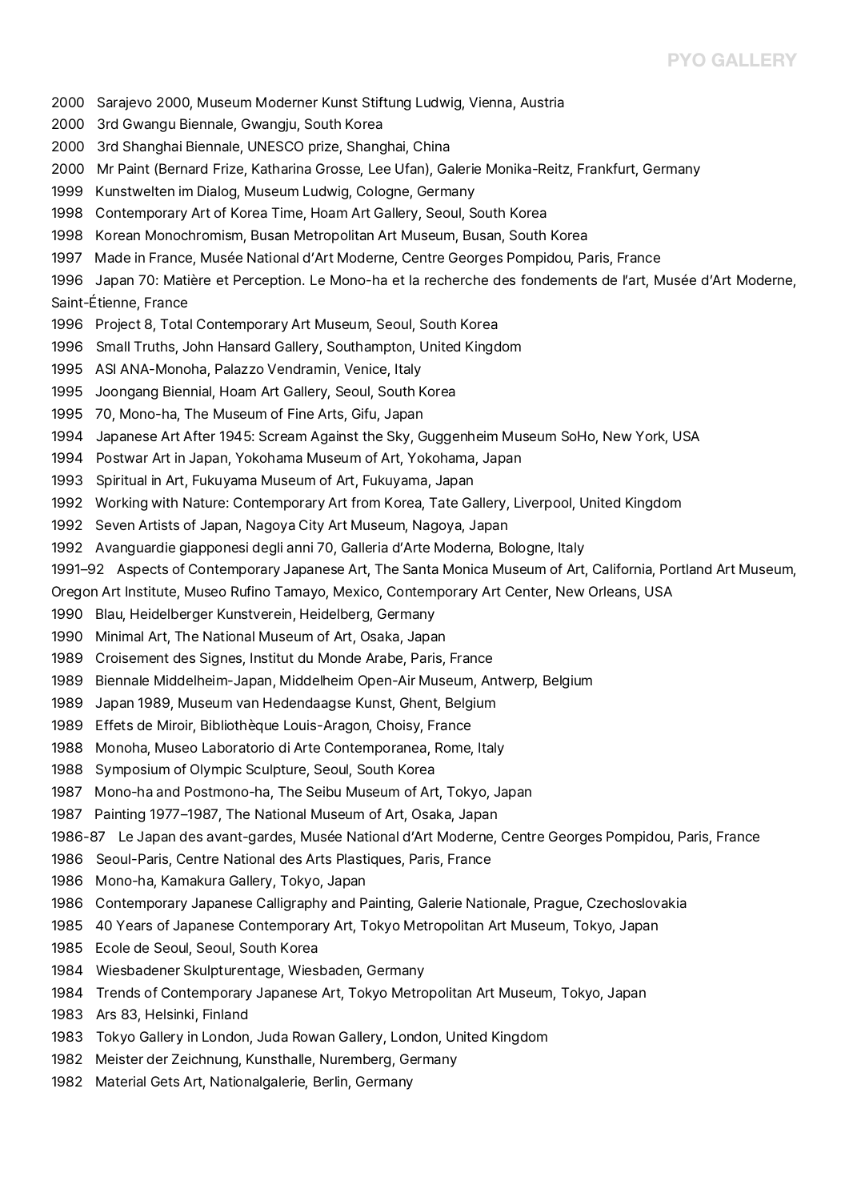2000 Sarajevo 2000, Museum Moderner Kunst Stiftung Ludwig, Vienna, Austria

2000 3rd Gwangu Biennale, Gwangju, South Korea

2000 3rd Shanghai Biennale, UNESCO prize, Shanghai, China

2000 Mr Paint (Bernard Frize, Katharina Grosse, Lee Ufan), Galerie Monika-Reitz, Frankfurt, Germany

1999 Kunstwelten im Dialog, Museum Ludwig, Cologne, Germany

1998 Contemporary Art of Korea Time, Hoam Art Gallery, Seoul, South Korea

1998 Korean Monochromism, Busan Metropolitan Art Museum, Busan, South Korea

1997 Made in France, Musée National d'Art Moderne, Centre Georges Pompidou, Paris, France

1996 Japan 70: Matière et Perception. Le Mono-ha et la recherche des fondements de l'art, Musée d'Art Moderne, Saint-Étienne, France

1996 Project 8, Total Contemporary Art Museum, Seoul, South Korea

1996 Small Truths, John Hansard Gallery, Southampton, United Kingdom

1995 ASI ANA-Monoha, Palazzo Vendramin, Venice, Italy

1995 Joongang Biennial, Hoam Art Gallery, Seoul, South Korea

1995 70, Mono-ha, The Museum of Fine Arts, Gifu, Japan

1994 Japanese Art After 1945: Scream Against the Sky, Guggenheim Museum SoHo, New York, USA

1994 Postwar Art in Japan, Yokohama Museum of Art, Yokohama, Japan

1993 Spiritual in Art, Fukuyama Museum of Art, Fukuyama, Japan

1992 Working with Nature: Contemporary Art from Korea, Tate Gallery, Liverpool, United Kingdom

1992 Seven Artists of Japan, Nagoya City Art Museum, Nagoya, Japan

1992 Avanguardie giapponesi degli anni 70, Galleria d'Arte Moderna, Bologne, Italy

1991–92 Aspects of Contemporary Japanese Art, The Santa Monica Museum of Art, California, Portland Art Museum, Oregon Art Institute, Museo Rufino Tamayo, Mexico, Contemporary Art Center, New Orleans, USA

1990 Blau, Heidelberger Kunstverein, Heidelberg, Germany

1990 Minimal Art, The National Museum of Art, Osaka, Japan

1989 Croisement des Signes, Institut du Monde Arabe, Paris, France

1989 Biennale Middelheim-Japan, Middelheim Open-Air Museum, Antwerp, Belgium

1989 Japan 1989, Museum van Hedendaagse Kunst, Ghent, Belgium

1989 Effets de Miroir, Bibliothèque Louis-Aragon, Choisy, France

1988 Monoha, Museo Laboratorio di Arte Contemporanea, Rome, Italy

1988 Symposium of Olympic Sculpture, Seoul, South Korea

1987 Mono-ha and Postmono-ha, The Seibu Museum of Art, Tokyo, Japan

1987 Painting 1977–1987, The National Museum of Art, Osaka, Japan

1986-87 Le Japan des avant-gardes, Musée National d'Art Moderne, Centre Georges Pompidou, Paris, France

1986 Seoul-Paris, Centre National des Arts Plastiques, Paris, France

1986 Mono-ha, Kamakura Gallery, Tokyo, Japan

1986 Contemporary Japanese Calligraphy and Painting, Galerie Nationale, Prague, Czechoslovakia

1985 40 Years of Japanese Contemporary Art, Tokyo Metropolitan Art Museum, Tokyo, Japan

1985 Ecole de Seoul, Seoul, South Korea

1984 Wiesbadener Skulpturentage, Wiesbaden, Germany

1984 Trends of Contemporary Japanese Art, Tokyo Metropolitan Art Museum, Tokyo, Japan

1983 Ars 83, Helsinki, Finland

1983 Tokyo Gallery in London, Juda Rowan Gallery, London, United Kingdom

1982 Meister der Zeichnung, Kunsthalle, Nuremberg, Germany

1982 Material Gets Art, Nationalgalerie, Berlin, Germany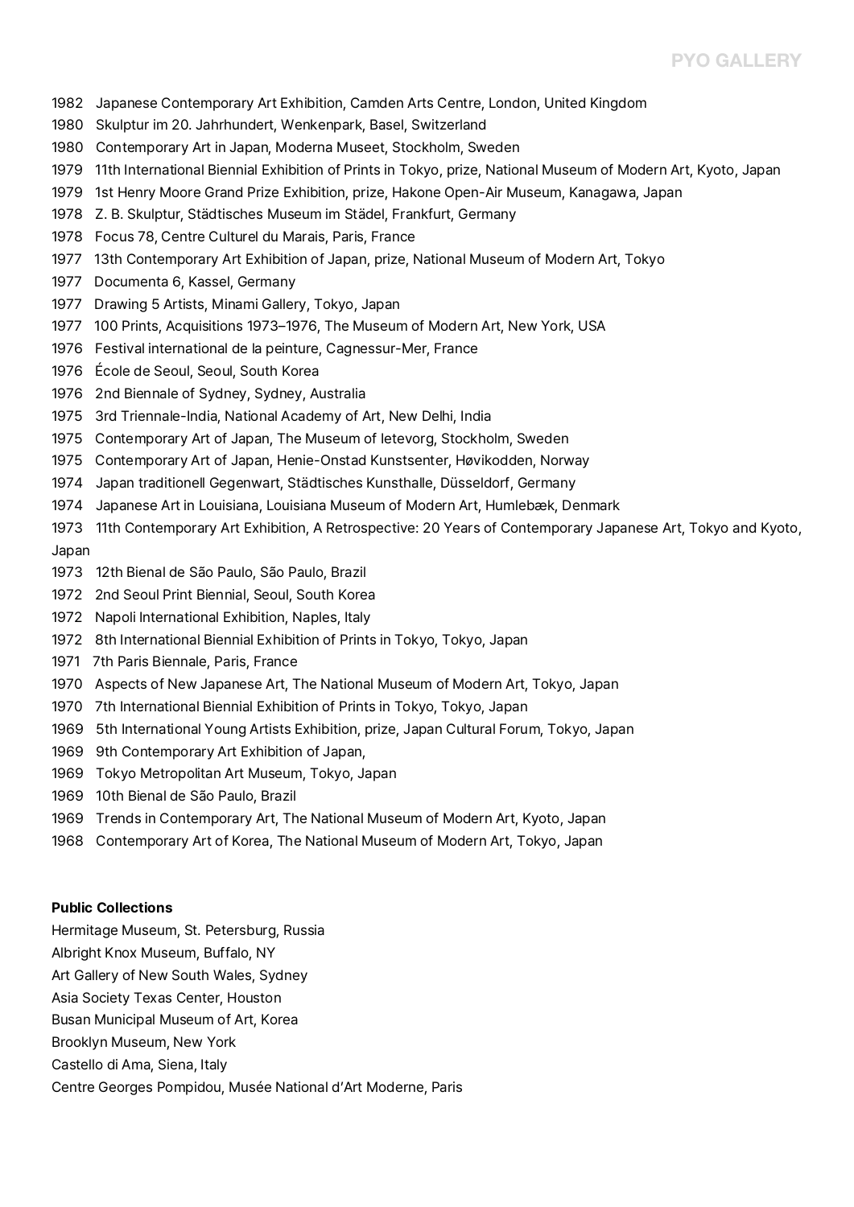1982 Japanese Contemporary Art Exhibition, Camden Arts Centre, London, United Kingdom

1980 Skulptur im 20. Jahrhundert, Wenkenpark, Basel, Switzerland

1980 Contemporary Art in Japan, Moderna Museet, Stockholm, Sweden

1979 11th International Biennial Exhibition of Prints in Tokyo, prize, National Museum of Modern Art, Kyoto, Japan

1979 1st Henry Moore Grand Prize Exhibition, prize, Hakone Open-Air Museum, Kanagawa, Japan

1978 Z. B. Skulptur, Städtisches Museum im Städel, Frankfurt, Germany

1978 Focus 78, Centre Culturel du Marais, Paris, France

1977 13th Contemporary Art Exhibition of Japan, prize, National Museum of Modern Art, Tokyo

1977 Documenta 6, Kassel, Germany

1977 Drawing 5 Artists, Minami Gallery, Tokyo, Japan

1977 100 Prints, Acquisitions 1973–1976, The Museum of Modern Art, New York, USA

1976 Festival international de la peinture, Cagnessur-Mer, France

1976 École de Seoul, Seoul, South Korea

1976 2nd Biennale of Sydney, Sydney, Australia

1975 3rd Triennale-India, National Academy of Art, New Delhi, India

1975 Contemporary Art of Japan, The Museum of letevorg, Stockholm, Sweden

1975 Contemporary Art of Japan, Henie-Onstad Kunstsenter, Høvikodden, Norway

1974 Japan traditionell Gegenwart, Städtisches Kunsthalle, Düsseldorf, Germany

1974 Japanese Art in Louisiana, Louisiana Museum of Modern Art, Humlebæk, Denmark

1973 11th Contemporary Art Exhibition, A Retrospective: 20 Years of Contemporary Japanese Art, Tokyo and Kyoto, Japan

1973 12th Bienal de São Paulo, São Paulo, Brazil

1972 2nd Seoul Print Biennial, Seoul, South Korea

1972 Napoli International Exhibition, Naples, Italy

1972 8th International Biennial Exhibition of Prints in Tokyo, Tokyo, Japan

1971 7th Paris Biennale, Paris, France

1970 Aspects of New Japanese Art, The National Museum of Modern Art, Tokyo, Japan

1970 7th International Biennial Exhibition of Prints in Tokyo, Tokyo, Japan

1969 5th International Young Artists Exhibition, prize, Japan Cultural Forum, Tokyo, Japan

1969 9th Contemporary Art Exhibition of Japan,

1969 Tokyo Metropolitan Art Museum, Tokyo, Japan

1969 10th Bienal de São Paulo, Brazil

1969 Trends in Contemporary Art, The National Museum of Modern Art, Kyoto, Japan

1968 Contemporary Art of Korea, The National Museum of Modern Art, Tokyo, Japan

**Public Collections**

Hermitage Museum, St. Petersburg, Russia

Albright Knox Museum, Buffalo, NY

Art Gallery of New South Wales, Sydney

Asia Society Texas Center, Houston

Busan Municipal Museum of Art, Korea

Brooklyn Museum, New York

Castello di Ama, Siena, Italy

Centre Georges Pompidou, Musée National d'Art Moderne, Paris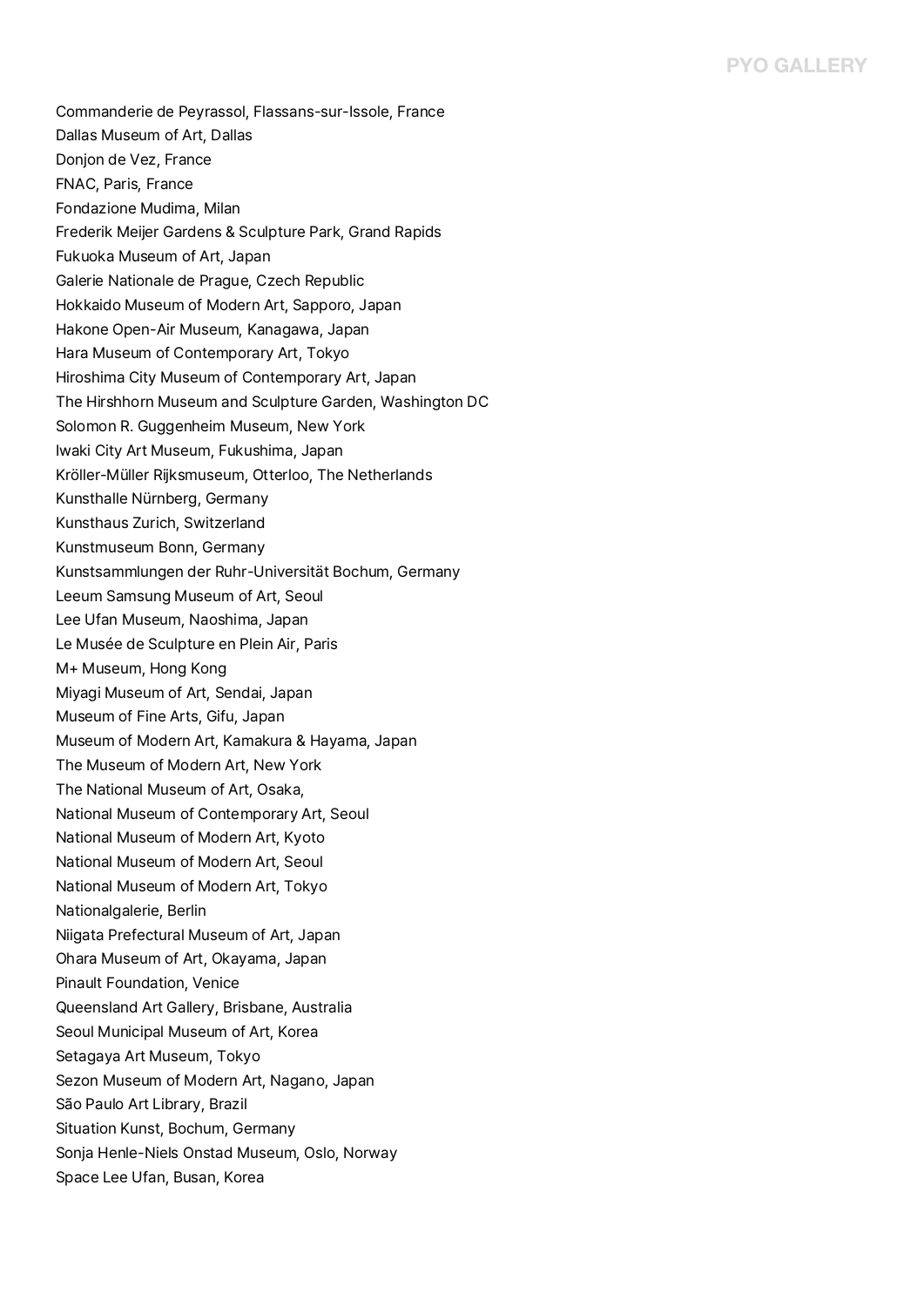Commanderie de Peyrassol, Flassans-sur-Issole, France
Dallas Museum of Art, Dallas
Donjon de Vez, France
FNAC, Paris, France
Fondazione Mudima, Milan
Frederik Meijer Gardens & Sculpture Park, Grand Rapids
Fukuoka Museum of Art, Japan
Galerie Nationale de Prague, Czech Republic
Hokkaido Museum of Modern Art, Sapporo, Japan
Hakone Open-Air Museum, Kanagawa, Japan
Hara Museum of Contemporary Art, Tokyo
Hiroshima City Museum of Contemporary Art, Japan
The Hirshhorn Museum and Sculpture Garden, Washington DC
Solomon R. Guggenheim Museum, New York
Iwaki City Art Museum, Fukushima, Japan
Kröller-Müller Rijksmuseum, Otterloo, The Netherlands
Kunsthalle Nürnberg, Germany
Kunsthaus Zurich, Switzerland
Kunstmuseum Bonn, Germany
Kunstsammlungen der Ruhr-Universität Bochum, Germany
Leeum Samsung Museum of Art, Seoul
Lee Ufan Museum, Naoshima, Japan
Le Musée de Sculpture en Plein Air, Paris
M+ Museum, Hong Kong
Miyagi Museum of Art, Sendai, Japan
Museum of Fine Arts, Gifu, Japan
Museum of Modern Art, Kamakura & Hayama, Japan
The Museum of Modern Art, New York
The National Museum of Art, Osaka,
National Museum of Contemporary Art, Seoul
National Museum of Modern Art, Kyoto
National Museum of Modern Art, Seoul
National Museum of Modern Art, Tokyo
Nationalgalerie, Berlin
Niigata Prefectural Museum of Art, Japan
Ohara Museum of Art, Okayama, Japan
Pinault Foundation, Venice
Queensland Art Gallery, Brisbane, Australia
Seoul Municipal Museum of Art, Korea
Setagaya Art Museum, Tokyo
Sezon Museum of Modern Art, Nagano, Japan
São Paulo Art Library, Brazil
Situation Kunst, Bochum, Germany
Sonja Henle-Niels Onstad Museum, Oslo, Norway
Space Lee Ufan, Busan, Korea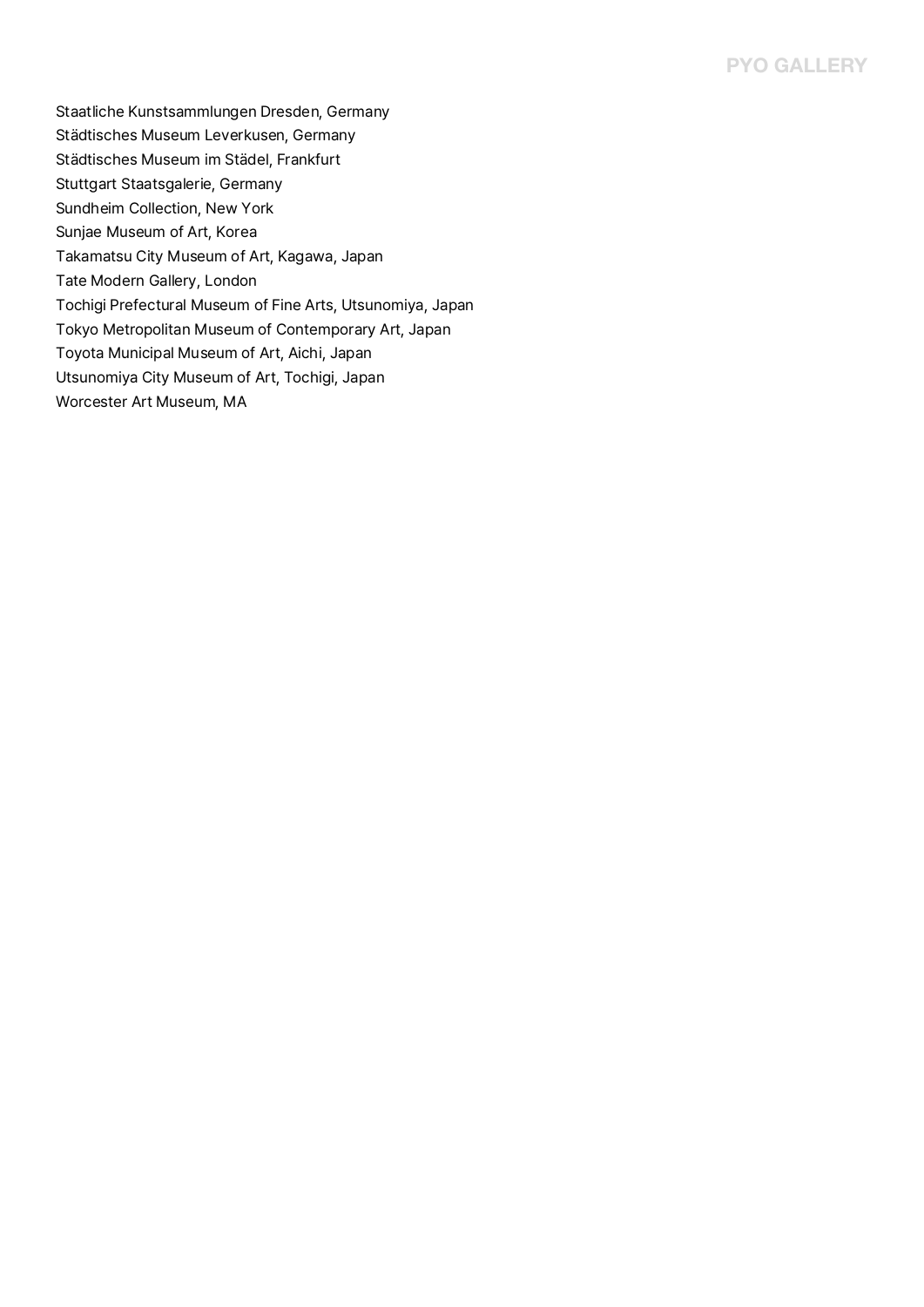Staatliche Kunstsammlungen Dresden, Germany
Städtisches Museum Leverkusen, Germany
Städtisches Museum im Städel, Frankfurt
Stuttgart Staatsgalerie, Germany
Sundheim Collection, New York
Sunjae Museum of Art, Korea
Takamatsu City Museum of Art, Kagawa, Japan
Tate Modern Gallery, London
Tochigi Prefectural Museum of Fine Arts, Utsunomiya, Japan
Tokyo Metropolitan Museum of Contemporary Art, Japan
Toyota Municipal Museum of Art, Aichi, Japan
Utsunomiya City Museum of Art, Tochigi, Japan
Worcester Art Museum, MA